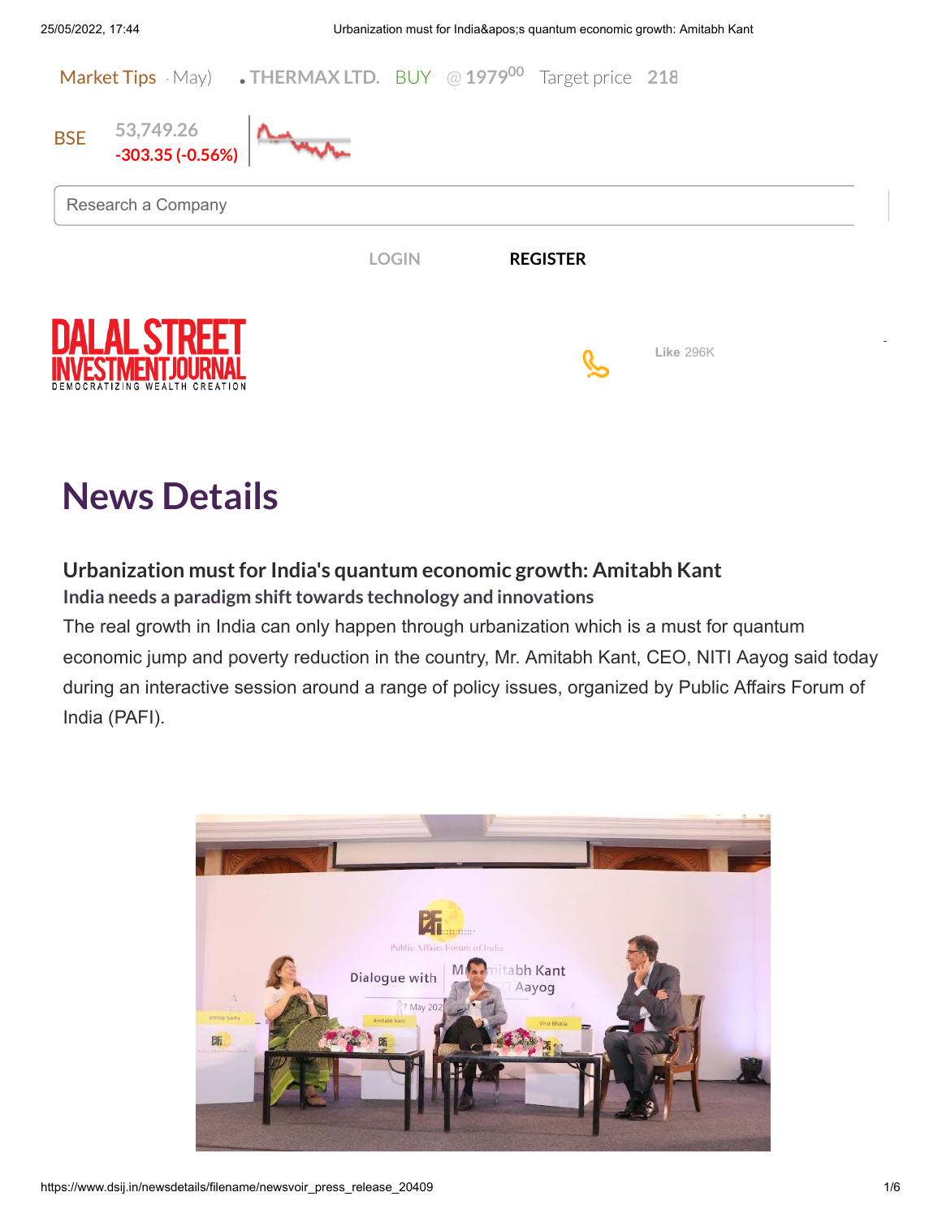Market Tips · May) • THERMAX LTD. BUY @ 1979^00 Target price 218

BSE 53,749.26 -303.35 (-0.56%)

Research a Company

LOGIN REGISTER

DALAL STREET INVESTMENT JOURNAL
DEMOCRATIZING WEALTH CREATION

Like 296K

# News Details

## Urbanization must for India's quantum economic growth: Amitabh Kant

### India needs a paradigm shift towards technology and innovations

The real growth in India can only happen through urbanization which is a must for quantum economic jump and poverty reduction in the country, Mr. Amitabh Kant, CEO, NITI Aayog said today during an interactive session around a range of policy issues, organized by Public Affairs Forum of India (PAFI).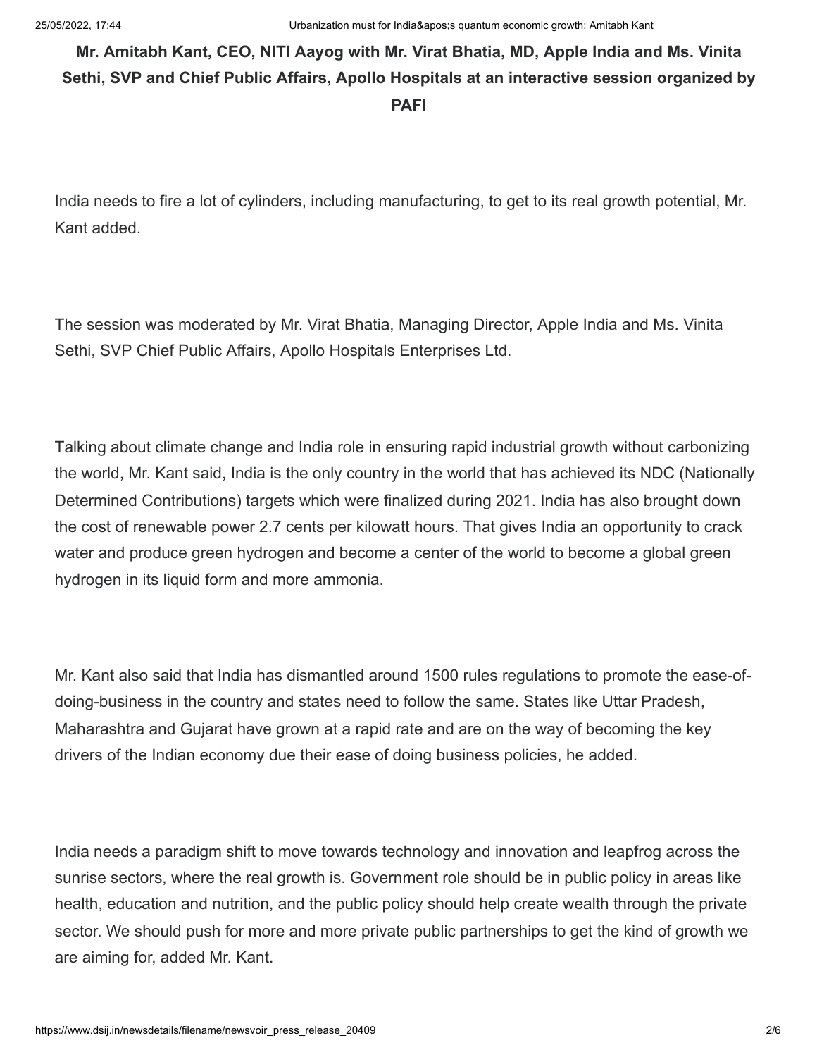**Mr. Amitabh Kant, CEO, NITI Aayog with Mr. Virat Bhatia, MD, Apple India and Ms. Vinita Sethi, SVP and Chief Public Affairs, Apollo Hospitals at an interactive session organized by PAFI**

India needs to fire a lot of cylinders, including manufacturing, to get to its real growth potential, Mr. Kant added.

The session was moderated by Mr. Virat Bhatia, Managing Director, Apple India and Ms. Vinita Sethi, SVP Chief Public Affairs, Apollo Hospitals Enterprises Ltd.

Talking about climate change and India role in ensuring rapid industrial growth without carbonizing the world, Mr. Kant said, India is the only country in the world that has achieved its NDC (Nationally Determined Contributions) targets which were finalized during 2021. India has also brought down the cost of renewable power 2.7 cents per kilowatt hours. That gives India an opportunity to crack water and produce green hydrogen and become a center of the world to become a global green hydrogen in its liquid form and more ammonia.

Mr. Kant also said that India has dismantled around 1500 rules regulations to promote the ease-of-doing-business in the country and states need to follow the same. States like Uttar Pradesh, Maharashtra and Gujarat have grown at a rapid rate and are on the way of becoming the key drivers of the Indian economy due their ease of doing business policies, he added.

India needs a paradigm shift to move towards technology and innovation and leapfrog across the sunrise sectors, where the real growth is. Government role should be in public policy in areas like health, education and nutrition, and the public policy should help create wealth through the private sector. We should push for more and more private public partnerships to get the kind of growth we are aiming for, added Mr. Kant.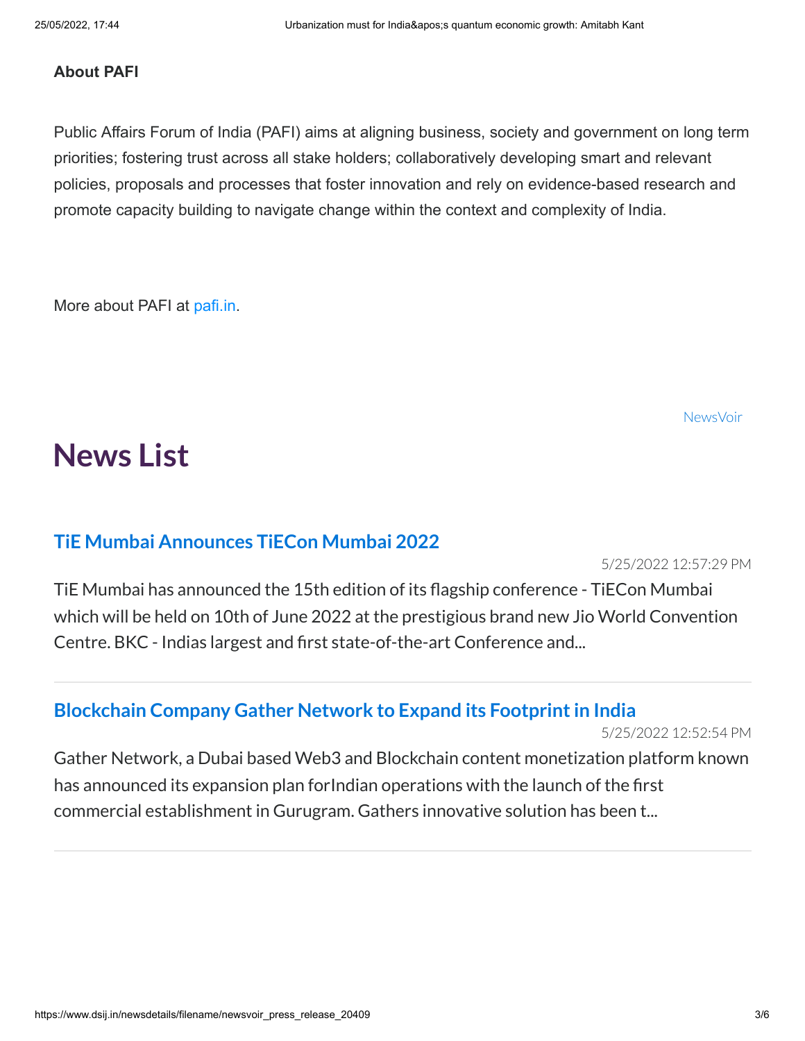**About PAFI**

Public Affairs Forum of India (PAFI) aims at aligning business, society and government on long term priorities; fostering trust across all stake holders; collaboratively developing smart and relevant policies, proposals and processes that foster innovation and rely on evidence-based research and promote capacity building to navigate change within the context and complexity of India.

More about PAFI at pafi.in.

NewsVoir

# News List

## TiE Mumbai Announces TiECon Mumbai 2022

5/25/2022 12:57:29 PM

TiE Mumbai has announced the 15th edition of its flagship conference - TiECon Mumbai which will be held on 10th of June 2022 at the prestigious brand new Jio World Convention Centre. BKC - Indias largest and first state-of-the-art Conference and...

---

## Blockchain Company Gather Network to Expand its Footprint in India

5/25/2022 12:52:54 PM

Gather Network, a Dubai based Web3 and Blockchain content monetization platform known has announced its expansion plan forIndian operations with the launch of the first commercial establishment in Gurugram. Gathers innovative solution has been t...

---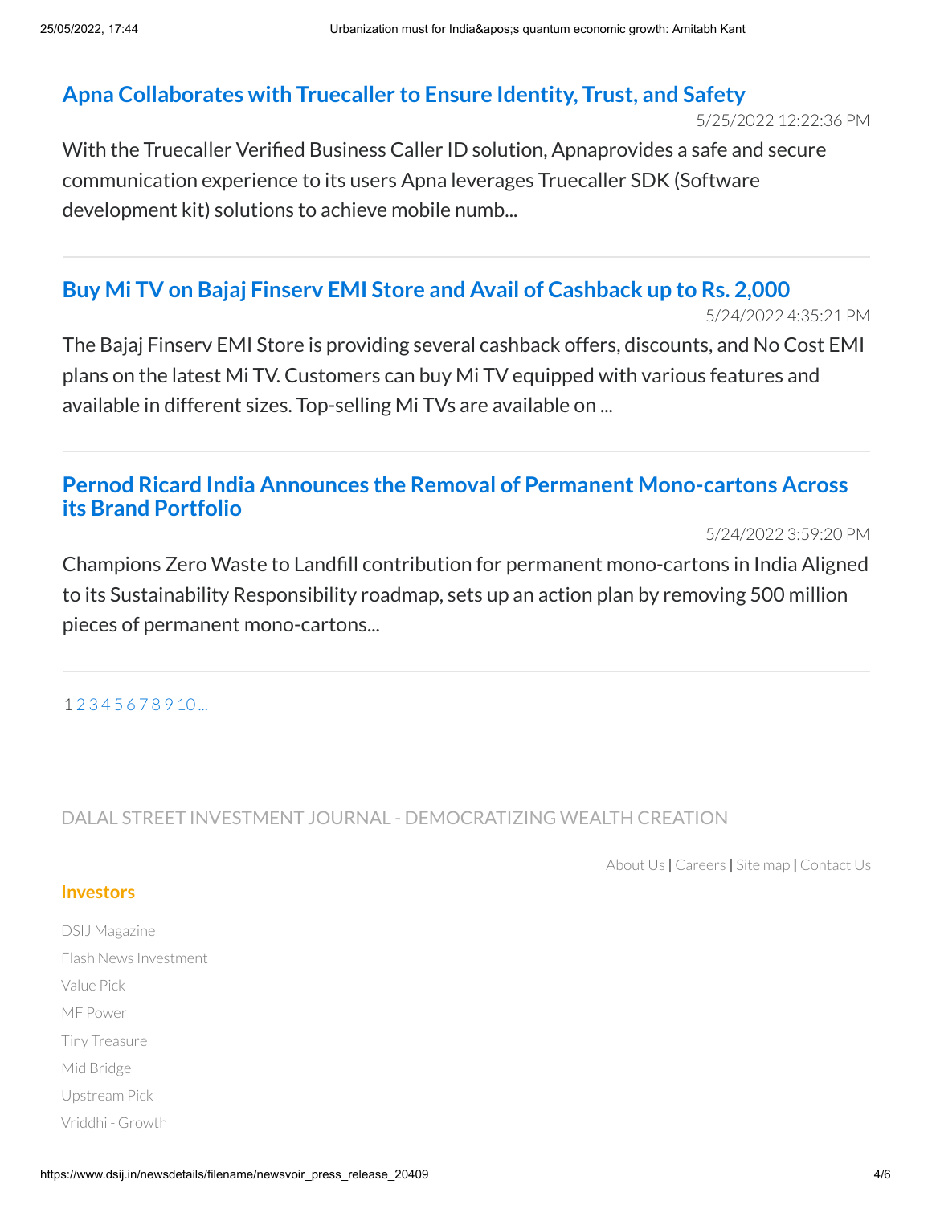## Apna Collaborates with Truecaller to Ensure Identity, Trust, and Safety

5/25/2022 12:22:36 PM

With the Truecaller Verified Business Caller ID solution, Apnaprovides a safe and secure communication experience to its users Apna leverages Truecaller SDK (Software development kit) solutions to achieve mobile numb...

---

## Buy Mi TV on Bajaj Finserv EMI Store and Avail of Cashback up to Rs. 2,000

5/24/2022 4:35:21 PM

The Bajaj Finserv EMI Store is providing several cashback offers, discounts, and No Cost EMI plans on the latest Mi TV. Customers can buy Mi TV equipped with various features and available in different sizes. Top-selling Mi TVs are available on ...

---

## Pernod Ricard India Announces the Removal of Permanent Mono-cartons Across its Brand Portfolio

5/24/2022 3:59:20 PM

Champions Zero Waste to Landfill contribution for permanent mono-cartons in India Aligned to its Sustainability Responsibility roadmap, sets up an action plan by removing 500 million pieces of permanent mono-cartons...

---

1 2 3 4 5 6 7 8 9 10 ...

DALAL STREET INVESTMENT JOURNAL - DEMOCRATIZING WEALTH CREATION

About Us | Careers | Site map | Contact Us

**Investors**

- DSIJ Magazine
- Flash News Investment
- Value Pick
- MF Power
- Tiny Treasure
- Mid Bridge
- Upstream Pick
- Vriddhi - Growth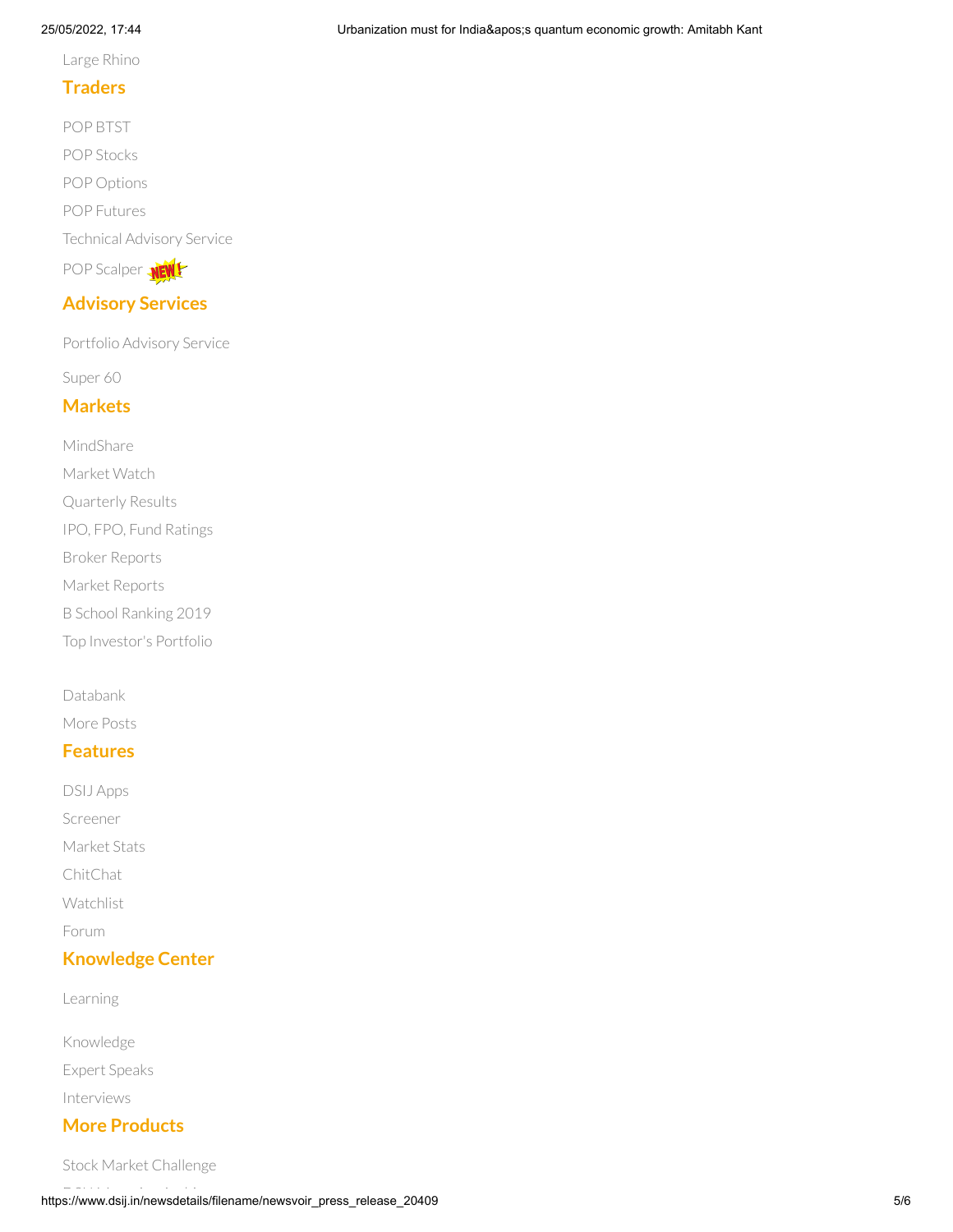Large Rhino

## Traders

POP BTST

POP Stocks

POP Options

POP Futures

Technical Advisory Service

POP Scalper NEW!

## Advisory Services

Portfolio Advisory Service

Super 60

## Markets

MindShare

Market Watch

Quarterly Results

IPO, FPO, Fund Ratings

Broker Reports

Market Reports

B School Ranking 2019

Top Investor's Portfolio

Databank

More Posts

## Features

DSIJ Apps

Screener

Market Stats

ChitChat

Watchlist

Forum

## Knowledge Center

Learning

Knowledge

Expert Speaks

Interviews

## More Products

Stock Market Challenge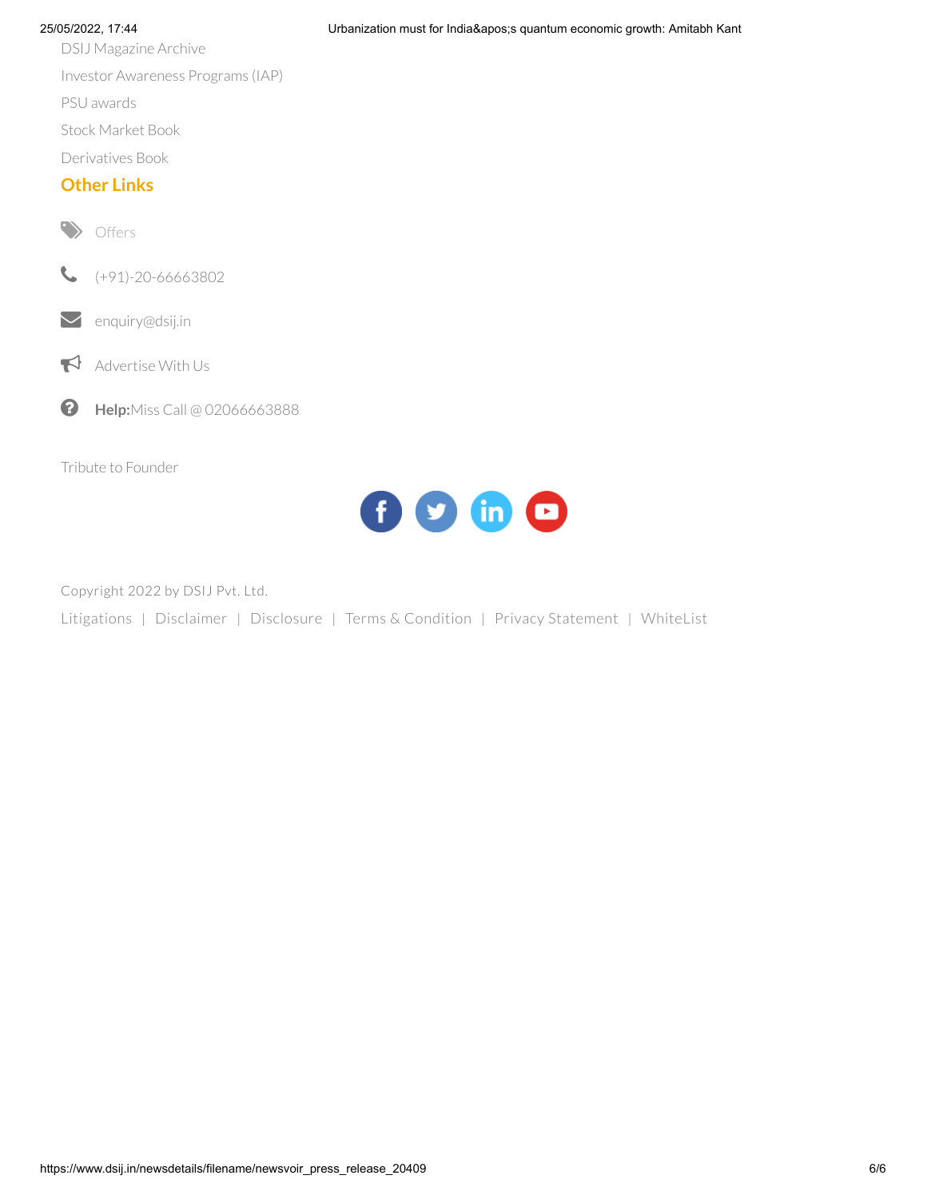DSIJ Magazine Archive

Investor Awareness Programs (IAP)

PSU awards

Stock Market Book

Derivatives Book

## Other Links

Offers

(+91)-20-66663802

enquiry@dsij.in

Advertise With Us

**Help:**Miss Call @ 02066663888

Tribute to Founder

Copyright 2022 by DSIJ Pvt. Ltd.

Litigations | Disclaimer | Disclosure | Terms & Condition | Privacy Statement | WhiteList